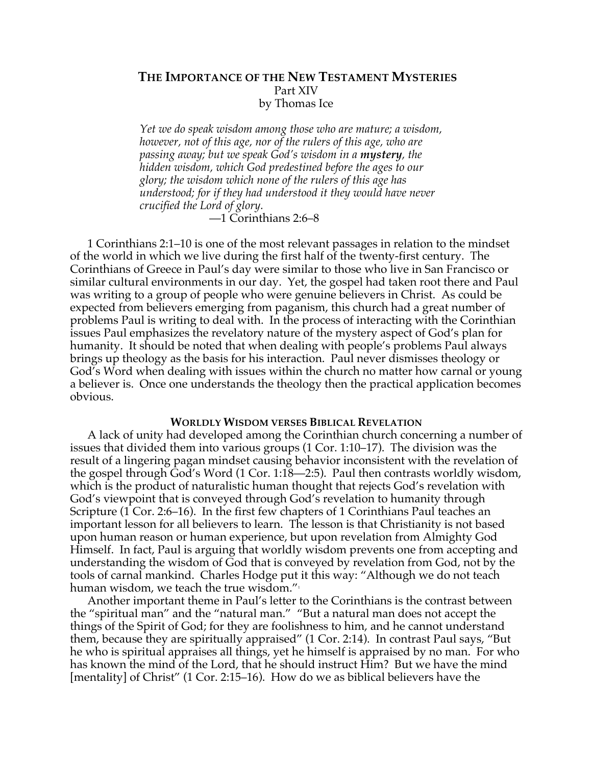# THE IMPORTANCE OF THE NEW TESTAMENT MYSTERIES

Part XIV

by Thomas Ice

> *Yet we do speak wisdom among those who are mature; a wisdom, however, not of this age, nor of the rulers of this age, who are passing away; but we speak God's wisdom in a **mystery**, the hidden wisdom, which God predestined before the ages to our glory; the wisdom which none of the rulers of this age has understood; for if they had understood it they would have never crucified the Lord of glory.*
>
> —1 Corinthians 2:6–8

1 Corinthians 2:1–10 is one of the most relevant passages in relation to the mindset of the world in which we live during the first half of the twenty-first century. The Corinthians of Greece in Paul's day were similar to those who live in San Francisco or similar cultural environments in our day. Yet, the gospel had taken root there and Paul was writing to a group of people who were genuine believers in Christ. As could be expected from believers emerging from paganism, this church had a great number of problems Paul is writing to deal with. In the process of interacting with the Corinthian issues Paul emphasizes the revelatory nature of the mystery aspect of God's plan for humanity. It should be noted that when dealing with people's problems Paul always brings up theology as the basis for his interaction. Paul never dismisses theology or God's Word when dealing with issues within the church no matter how carnal or young a believer is. Once one understands the theology then the practical application becomes obvious.

## WORLDLY WISDOM VERSES BIBLICAL REVELATION

A lack of unity had developed among the Corinthian church concerning a number of issues that divided them into various groups (1 Cor. 1:10–17). The division was the result of a lingering pagan mindset causing behavior inconsistent with the revelation of the gospel through God's Word (1 Cor. 1:18—2:5). Paul then contrasts worldly wisdom, which is the product of naturalistic human thought that rejects God's revelation with God's viewpoint that is conveyed through God's revelation to humanity through Scripture (1 Cor. 2:6–16). In the first few chapters of 1 Corinthians Paul teaches an important lesson for all believers to learn. The lesson is that Christianity is not based upon human reason or human experience, but upon revelation from Almighty God Himself. In fact, Paul is arguing that worldly wisdom prevents one from accepting and understanding the wisdom of God that is conveyed by revelation from God, not by the tools of carnal mankind. Charles Hodge put it this way: "Although we do not teach human wisdom, we teach the true wisdom."[1]

Another important theme in Paul's letter to the Corinthians is the contrast between the "spiritual man" and the "natural man." "But a natural man does not accept the things of the Spirit of God; for they are foolishness to him, and he cannot understand them, because they are spiritually appraised" (1 Cor. 2:14). In contrast Paul says, "But he who is spiritual appraises all things, yet he himself is appraised by no man. For who has known the mind of the Lord, that he should instruct Him? But we have the mind [mentality] of Christ" (1 Cor. 2:15–16). How do we as biblical believers have the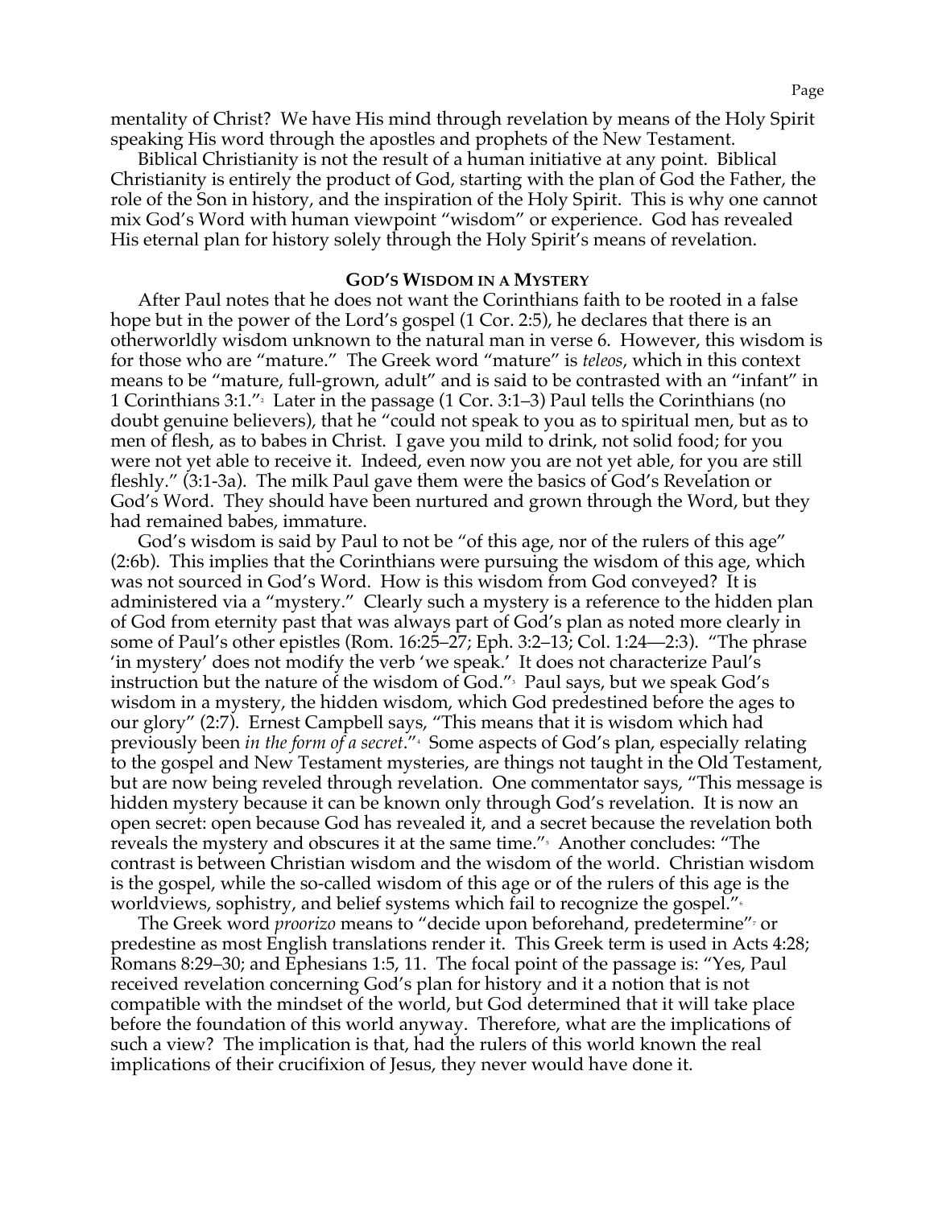mentality of Christ? We have His mind through revelation by means of the Holy Spirit speaking His word through the apostles and prophets of the New Testament.

Biblical Christianity is not the result of a human initiative at any point. Biblical Christianity is entirely the product of God, starting with the plan of God the Father, the role of the Son in history, and the inspiration of the Holy Spirit. This is why one cannot mix God's Word with human viewpoint "wisdom" or experience. God has revealed His eternal plan for history solely through the Holy Spirit's means of revelation.

## God's Wisdom in a Mystery

After Paul notes that he does not want the Corinthians faith to be rooted in a false hope but in the power of the Lord's gospel (1 Cor. 2:5), he declares that there is an otherworldly wisdom unknown to the natural man in verse 6. However, this wisdom is for those who are "mature." The Greek word "mature" is *teleos*, which in this context means to be "mature, full-grown, adult" and is said to be contrasted with an "infant" in 1 Corinthians 3:1."[2] Later in the passage (1 Cor. 3:1–3) Paul tells the Corinthians (no doubt genuine believers), that he "could not speak to you as to spiritual men, but as to men of flesh, as to babes in Christ. I gave you mild to drink, not solid food; for you were not yet able to receive it. Indeed, even now you are not yet able, for you are still fleshly." (3:1-3a). The milk Paul gave them were the basics of God's Revelation or God's Word. They should have been nurtured and grown through the Word, but they had remained babes, immature.

God's wisdom is said by Paul to not be "of this age, nor of the rulers of this age" (2:6b). This implies that the Corinthians were pursuing the wisdom of this age, which was not sourced in God's Word. How is this wisdom from God conveyed? It is administered via a "mystery." Clearly such a mystery is a reference to the hidden plan of God from eternity past that was always part of God's plan as noted more clearly in some of Paul's other epistles (Rom. 16:25–27; Eph. 3:2–13; Col. 1:24—2:3). "The phrase 'in mystery' does not modify the verb 'we speak.' It does not characterize Paul's instruction but the nature of the wisdom of God."[3] Paul says, but we speak God's wisdom in a mystery, the hidden wisdom, which God predestined before the ages to our glory" (2:7). Ernest Campbell says, "This means that it is wisdom which had previously been *in the form of a secret*."[4] Some aspects of God's plan, especially relating to the gospel and New Testament mysteries, are things not taught in the Old Testament, but are now being reveled through revelation. One commentator says, "This message is hidden mystery because it can be known only through God's revelation. It is now an open secret: open because God has revealed it, and a secret because the revelation both reveals the mystery and obscures it at the same time."[5] Another concludes: "The contrast is between Christian wisdom and the wisdom of the world. Christian wisdom is the gospel, while the so-called wisdom of this age or of the rulers of this age is the worldviews, sophistry, and belief systems which fail to recognize the gospel."[6]

The Greek word *proorizo* means to "decide upon beforehand, predetermine"[7] or predestine as most English translations render it. This Greek term is used in Acts 4:28; Romans 8:29–30; and Ephesians 1:5, 11. The focal point of the passage is: "Yes, Paul received revelation concerning God's plan for history and it a notion that is not compatible with the mindset of the world, but God determined that it will take place before the foundation of this world anyway. Therefore, what are the implications of such a view? The implication is that, had the rulers of this world known the real implications of their crucifixion of Jesus, they never would have done it.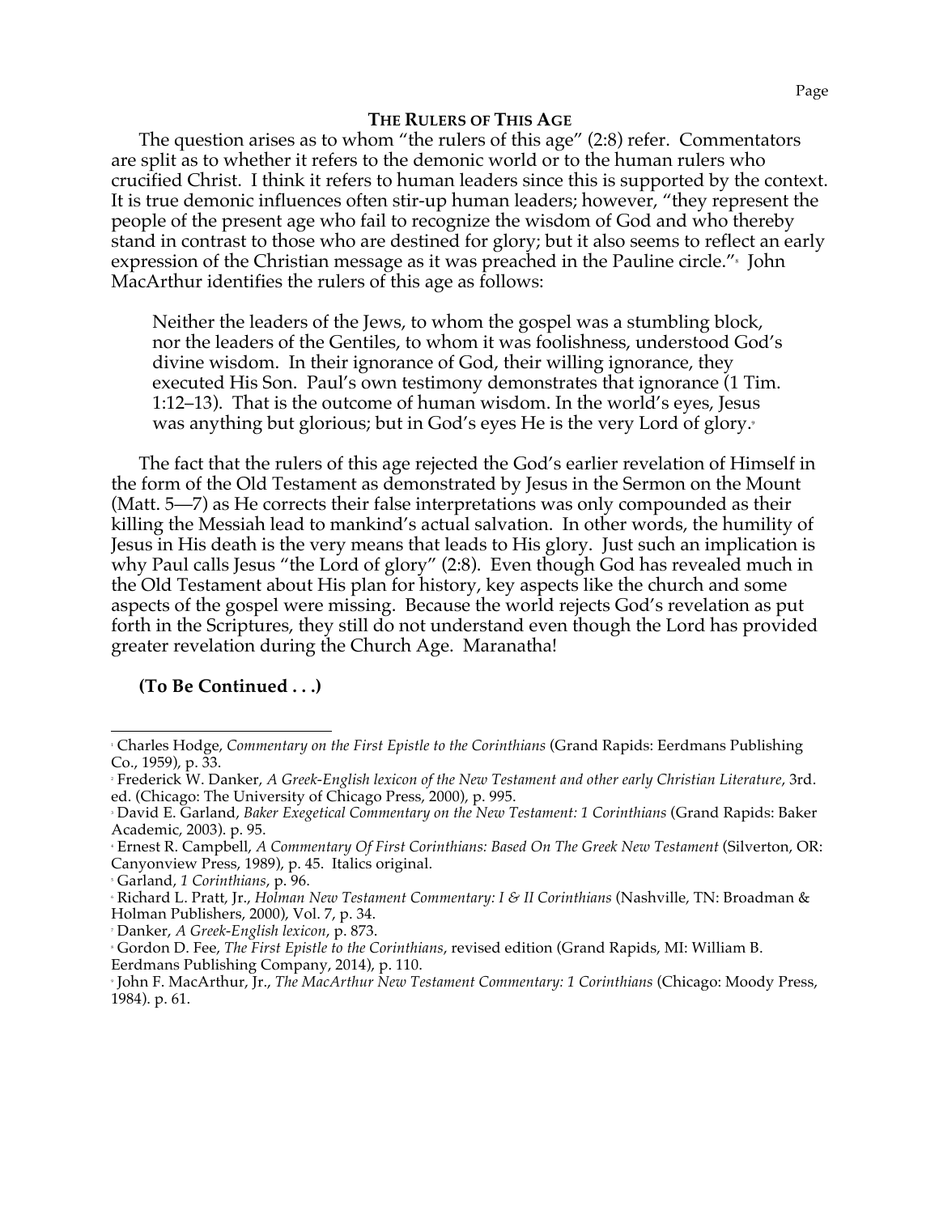**THE RULERS OF THIS AGE**

The question arises as to whom "the rulers of this age" (2:8) refer. Commentators are split as to whether it refers to the demonic world or to the human rulers who crucified Christ. I think it refers to human leaders since this is supported by the context. It is true demonic influences often stir-up human leaders; however, "they represent the people of the present age who fail to recognize the wisdom of God and who thereby stand in contrast to those who are destined for glory; but it also seems to reflect an early expression of the Christian message as it was preached in the Pauline circle."[8] John MacArthur identifies the rulers of this age as follows:

> Neither the leaders of the Jews, to whom the gospel was a stumbling block, nor the leaders of the Gentiles, to whom it was foolishness, understood God's divine wisdom. In their ignorance of God, their willing ignorance, they executed His Son. Paul's own testimony demonstrates that ignorance (1 Tim. 1:12–13). That is the outcome of human wisdom. In the world's eyes, Jesus was anything but glorious; but in God's eyes He is the very Lord of glory.[9]

The fact that the rulers of this age rejected the God's earlier revelation of Himself in the form of the Old Testament as demonstrated by Jesus in the Sermon on the Mount (Matt. 5—7) as He corrects their false interpretations was only compounded as their killing the Messiah lead to mankind's actual salvation. In other words, the humility of Jesus in His death is the very means that leads to His glory. Just such an implication is why Paul calls Jesus "the Lord of glory" (2:8). Even though God has revealed much in the Old Testament about His plan for history, key aspects like the church and some aspects of the gospel were missing. Because the world rejects God's revelation as put forth in the Scriptures, they still do not understand even though the Lord has provided greater revelation during the Church Age. Maranatha!

**(To Be Continued . . .)**

---

[1] Charles Hodge, *Commentary on the First Epistle to the Corinthians* (Grand Rapids: Eerdmans Publishing Co., 1959), p. 33.

[2] Frederick W. Danker, *A Greek-English lexicon of the New Testament and other early Christian Literature*, 3rd. ed. (Chicago: The University of Chicago Press, 2000), p. 995.

[3] David E. Garland, *Baker Exegetical Commentary on the New Testament: 1 Corinthians* (Grand Rapids: Baker Academic, 2003). p. 95.

[4] Ernest R. Campbell, *A Commentary Of First Corinthians: Based On The Greek New Testament* (Silverton, OR: Canyonview Press, 1989), p. 45. Italics original.

[5] Garland, *1 Corinthians*, p. 96.

[6] Richard L. Pratt, Jr., *Holman New Testament Commentary: I & II Corinthians* (Nashville, TN: Broadman & Holman Publishers, 2000), Vol. 7, p. 34.

[7] Danker, *A Greek-English lexicon*, p. 873.

[8] Gordon D. Fee, *The First Epistle to the Corinthians*, revised edition (Grand Rapids, MI: William B. Eerdmans Publishing Company, 2014), p. 110.

[9] John F. MacArthur, Jr., *The MacArthur New Testament Commentary: 1 Corinthians* (Chicago: Moody Press, 1984). p. 61.